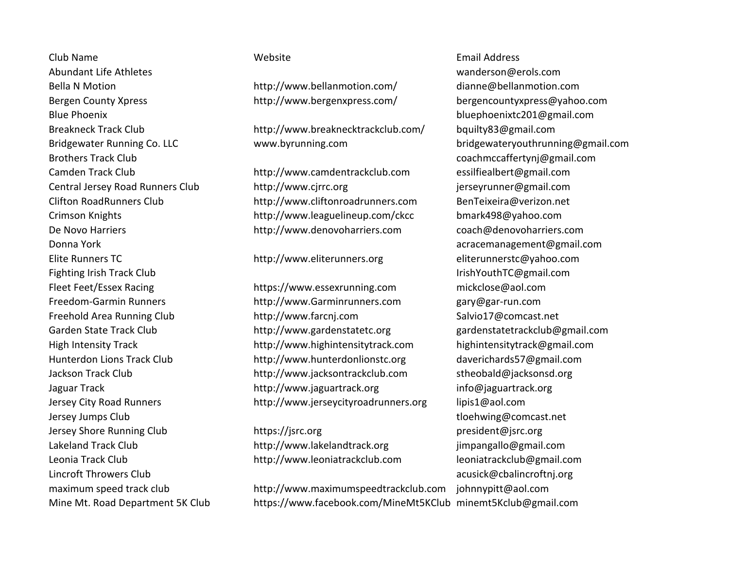| Club Name | Website | Email Address |
| --- | --- | --- |
| Abundant Life Athletes | | wanderson@erols.com |
| Bella N Motion | http://www.bellanmotion.com/ | dianne@bellanmotion.com |
| Bergen County Xpress | http://www.bergenxpress.com/ | bergencountyxpress@yahoo.com |
| Blue Phoenix | | bluephoenixtc201@gmail.com |
| Breakneck Track Club | http://www.breakneckktrackclub.com/ | bquilty83@gmail.com |
| Bridgewater Running Co. LLC | www.byrunning.com | bridgewateryouthrunning@gmail.com |
| Brothers Track Club | | coachmccaffertynj@gmail.com |
| Camden Track Club | http://www.camdentrackclub.com | essilfiealbert@gmail.com |
| Central Jersey Road Runners Club | http://www.cjrrc.org | jerseyrunner@gmail.com |
| Clifton RoadRunners Club | http://www.cliftonroadrunners.com | BenTeixeira@verizon.net |
| Crimson Knights | http://www.leaguelineup.com/ckcc | bmark498@yahoo.com |
| De Novo Harriers | http://www.denovoharriers.com | coach@denovoharriers.com |
| Donna York | | acracemanagement@gmail.com |
| Elite Runners TC | http://www.eliterunners.org | eliterunnerstc@yahoo.com |
| Fighting Irish Track Club | | IrishYouthTC@gmail.com |
| Fleet Feet/Essex Racing | https://www.essexrunning.com | mickclose@aol.com |
| Freedom-Garmin Runners | http://www.Garminrunners.com | gary@gar-run.com |
| Freehold Area Running Club | http://www.farcnj.com | Salvio17@comcast.net |
| Garden State Track Club | http://www.gardenstatetc.org | gardenstatetrackclub@gmail.com |
| High Intensity Track | http://www.highintensitytrack.com | highintensitytrack@gmail.com |
| Hunterdon Lions Track Club | http://www.hunterdonlionstc.org | daverichards57@gmail.com |
| Jackson Track Club | http://www.jacksontrackclub.com | stheobald@jacksonsd.org |
| Jaguar Track | http://www.jaguartrack.org | info@jaguartrack.org |
| Jersey City Road Runners | http://www.jerseycityroadrunners.org | lipis1@aol.com |
| Jersey Jumps Club | | tloehwing@comcast.net |
| Jersey Shore Running Club | https://jsrc.org | president@jsrc.org |
| Lakeland Track Club | http://www.lakelandtrack.org | jimpangallo@gmail.com |
| Leonia Track Club | http://www.leoniatrackclub.com | leoniatrackclub@gmail.com |
| Lincroft Throwers Club | | acusick@cbalincroftnj.org |
| maximum speed track club | http://www.maximumspeedtrackclub.com | johnnypitt@aol.com |
| Mine Mt. Road Department 5K Club | https://www.facebook.com/MineMt5KClub | minemt5Kclub@gmail.com |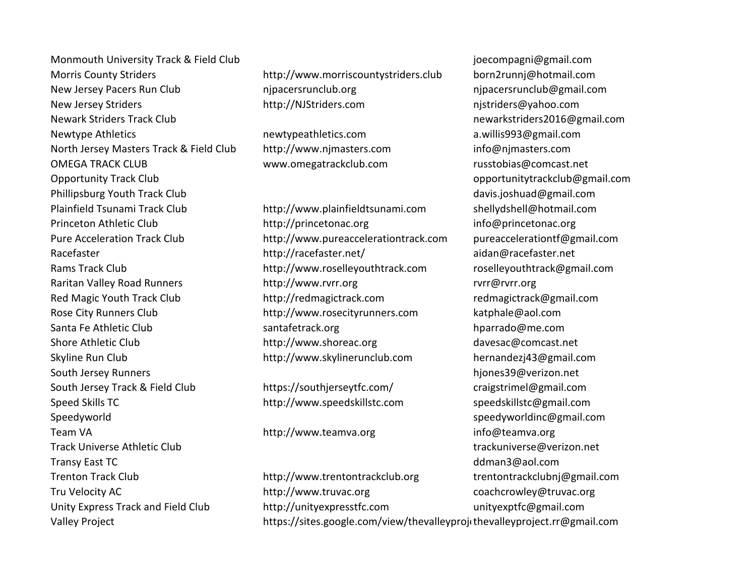| | | |
|---|---|---|
| Monmouth University Track & Field Club | | joecompagni@gmail.com |
| Morris County Striders | http://www.morriscountystriders.club | born2runnj@hotmail.com |
| New Jersey Pacers Run Club | njpacersrunclub.org | njpacersrunclub@gmail.com |
| New Jersey Striders | http://NJStriders.com | njstriders@yahoo.com |
| Newark Striders Track Club | | newarkstriders2016@gmail.com |
| Newtype Athletics | newtypeathletics.com | a.willis993@gmail.com |
| North Jersey Masters Track & Field Club | http://www.njmasters.com | info@njmasters.com |
| OMEGA TRACK CLUB | www.omegatrackclub.com | russtobias@comcast.net |
| Opportunity Track Club | | opportunitytrackclub@gmail.com |
| Phillipsburg Youth Track Club | | davis.joshuad@gmail.com |
| Plainfield Tsunami Track Club | http://www.plainfieldtsunami.com | shellydshell@hotmail.com |
| Princeton Athletic Club | http://princetonac.org | info@princetonac.org |
| Pure Acceleration Track Club | http://www.pureaccelerationtrack.com | pureaccelerationtf@gmail.com |
| Racefaster | http://racefaster.net/ | aidan@racefaster.net |
| Rams Track Club | http://www.roselleyouthtrack.com | roselleyouthtrack@gmail.com |
| Raritan Valley Road Runners | http://www.rvrr.org | rvrr@rvrr.org |
| Red Magic Youth Track Club | http://redmagictrack.com | redmagictrack@gmail.com |
| Rose City Runners Club | http://www.rosecityrunners.com | katphale@aol.com |
| Santa Fe Athletic Club | santafetrack.org | hparrado@me.com |
| Shore Athletic Club | http://www.shoreac.org | davesac@comcast.net |
| Skyline Run Club | http://www.skylinerunclub.com | hernandezj43@gmail.com |
| South Jersey Runners | | hjones39@verizon.net |
| South Jersey Track & Field Club | https://southjerseytfc.com/ | craigstrimel@gmail.com |
| Speed Skills TC | http://www.speedskillstc.com | speedskillstc@gmail.com |
| Speedyworld | | speedyworldinc@gmail.com |
| Team VA | http://www.teamva.org | info@teamva.org |
| Track Universe Athletic Club | | trackuniverse@verizon.net |
| Transy East TC | | ddman3@aol.com |
| Trenton Track Club | http://www.trentontrackclub.org | trentontrackclubnj@gmail.com |
| Tru Velocity AC | http://www.truvac.org | coachcrowley@truvac.org |
| Unity Express Track and Field Club | http://unityexpresstfc.com | unityexptfc@gmail.com |
| Valley Project | https://sites.google.com/view/thevalleyproj | thevalleyproject.rr@gmail.com |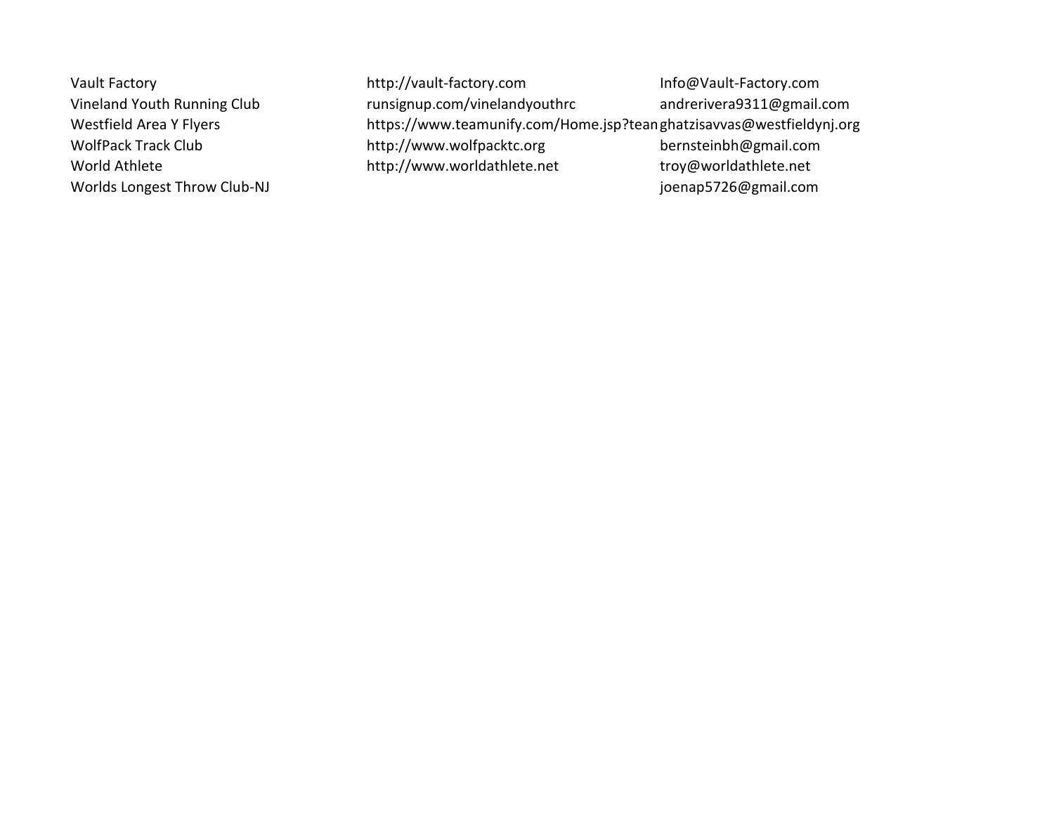| | | |
|---|---|---|
| Vault Factory | http://vault-factory.com | Info@Vault-Factory.com |
| Vineland Youth Running Club | runsignup.com/vinelandyouthrc | andrerivera9311@gmail.com |
| Westfield Area Y Flyers | https://www.teamunify.com/Home.jsp?tean | ghatzisavvas@westfieldynj.org |
| WolfPack Track Club | http://www.wolfpacktc.org | bernsteinbh@gmail.com |
| World Athlete | http://www.worldathlete.net | troy@worldathlete.net |
| Worlds Longest Throw Club-NJ | | joenap5726@gmail.com |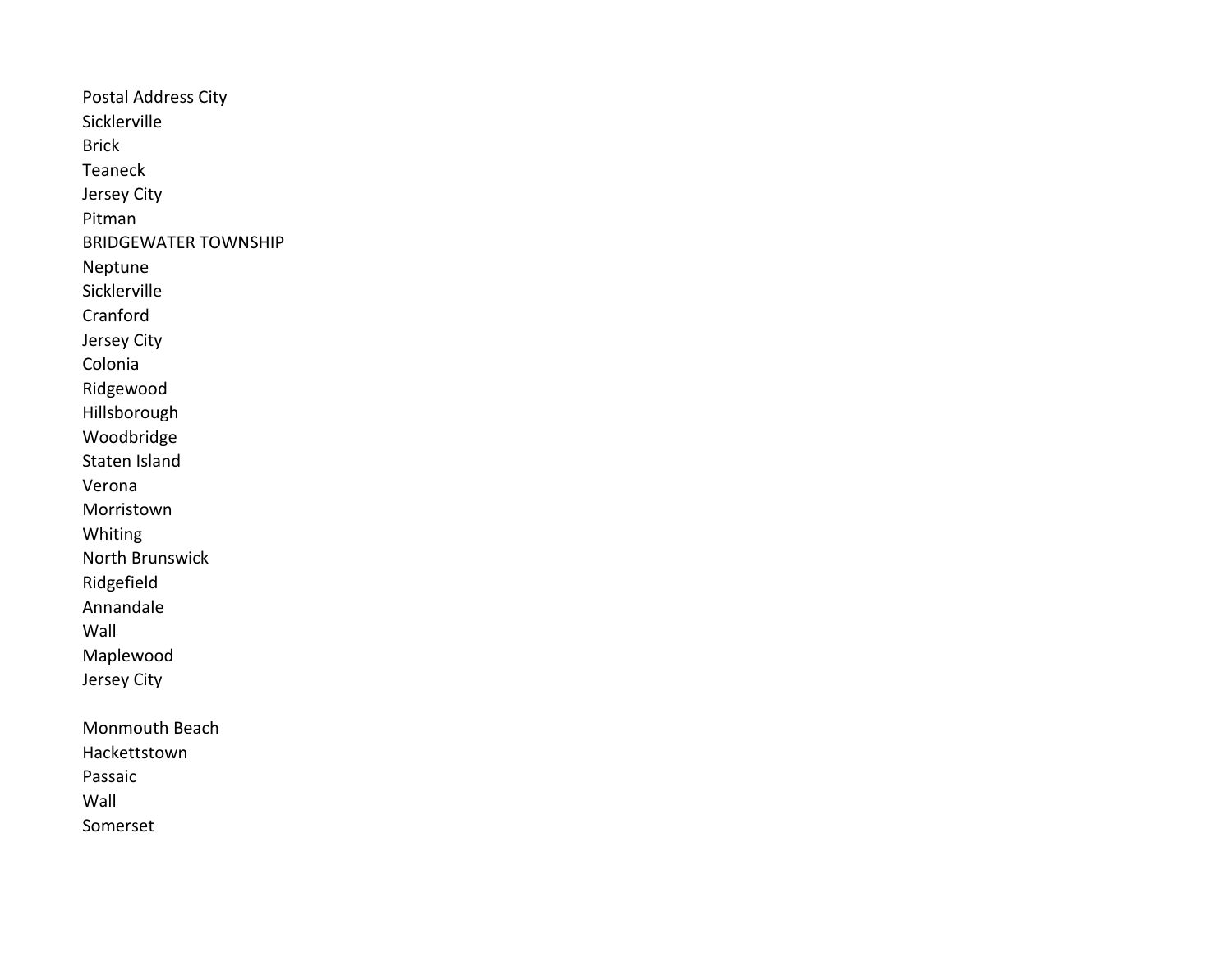| Postal Address City |
|---|
| Sicklerville |
| Brick |
| Teaneck |
| Jersey City |
| Pitman |
| BRIDGEWATER TOWNSHIP |
| Neptune |
| Sicklerville |
| Cranford |
| Jersey City |
| Colonia |
| Ridgewood |
| Hillsborough |
| Woodbridge |
| Staten Island |
| Verona |
| Morristown |
| Whiting |
| North Brunswick |
| Ridgefield |
| Annandale |
| Wall |
| Maplewood |
| Jersey City |
| |
| Monmouth Beach |
| Hackettstown |
| Passaic |
| Wall |
| Somerset |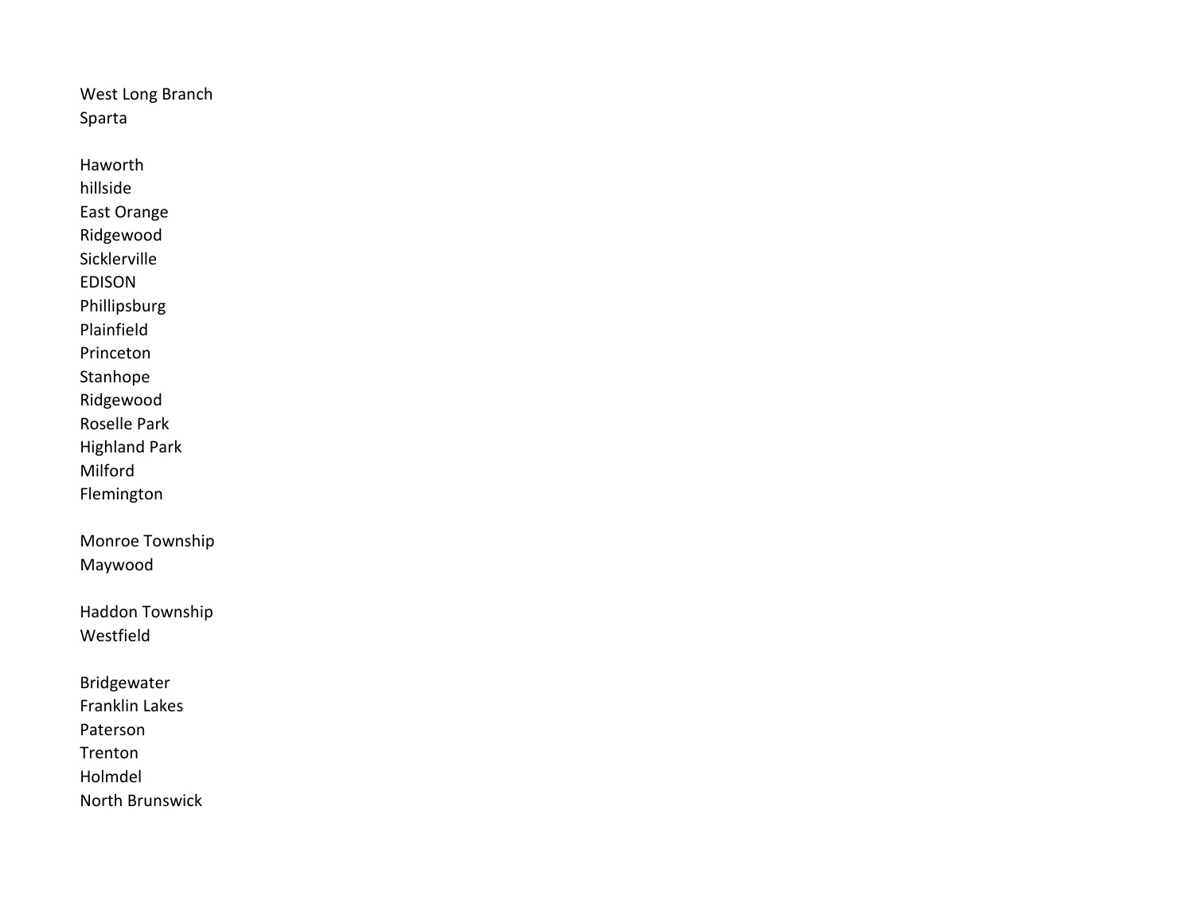West Long Branch
Sparta

Haworth
hillside
East Orange
Ridgewood
Sicklerville
EDISON
Phillipsburg
Plainfield
Princeton
Stanhope
Ridgewood
Roselle Park
Highland Park
Milford
Flemington

Monroe Township
Maywood

Haddon Township
Westfield

Bridgewater
Franklin Lakes
Paterson
Trenton
Holmdel
North Brunswick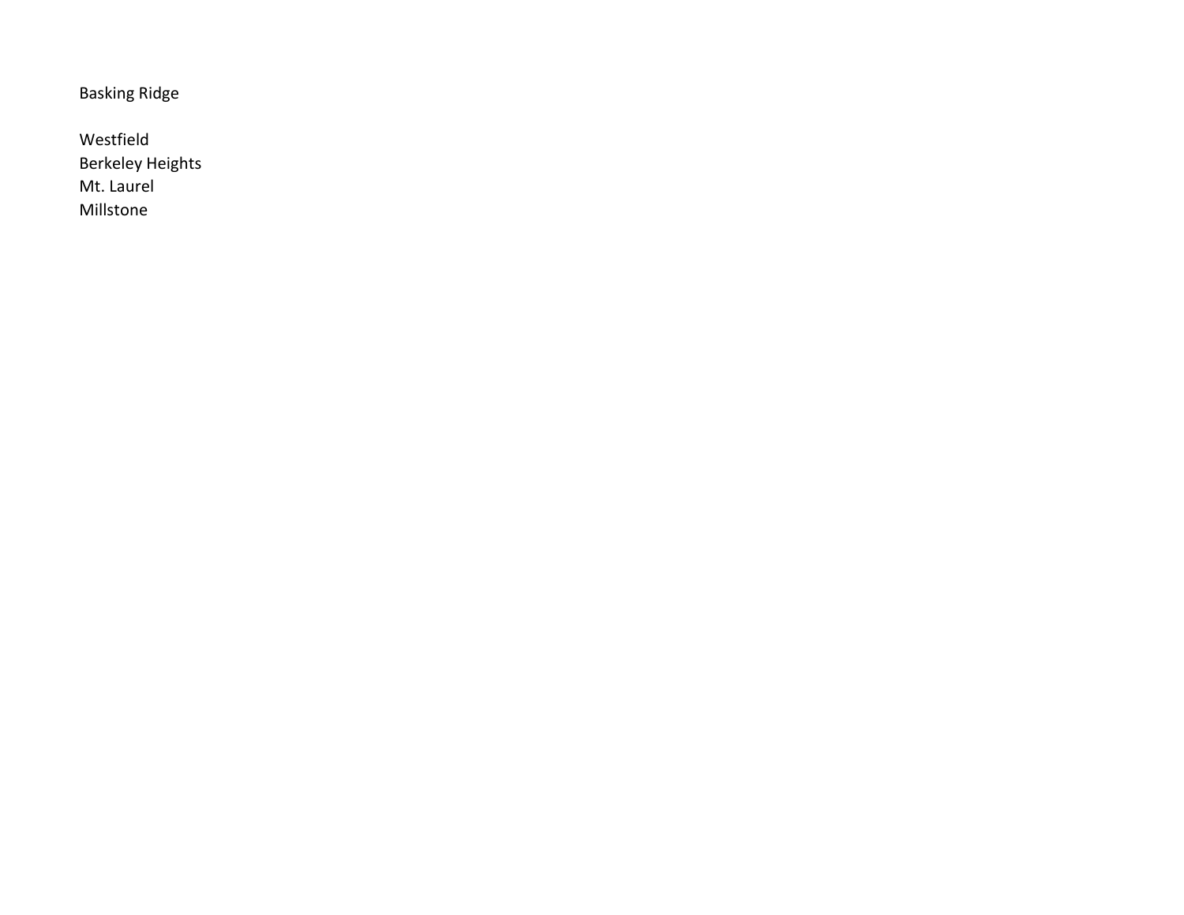Basking Ridge

Westfield
Berkeley Heights
Mt. Laurel
Millstone